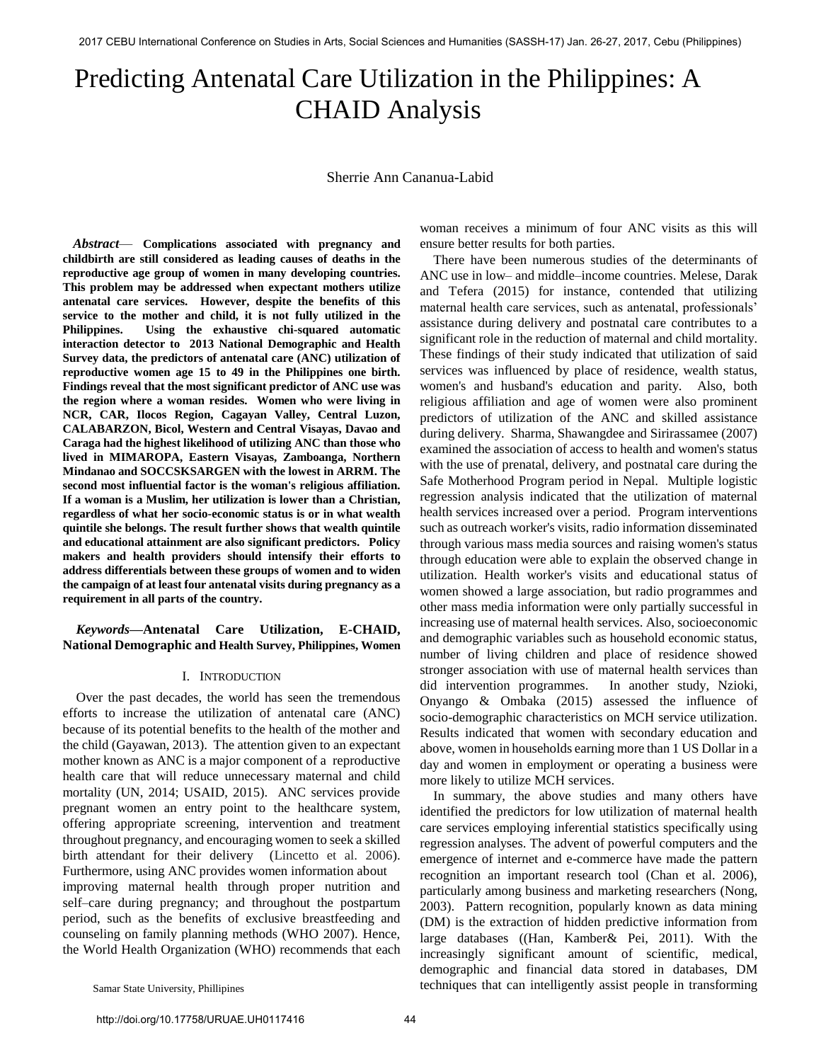# Predicting Antenatal Care Utilization in the Philippines: A CHAID Analysis

Sherrie Ann Cananua-Labid

***Abstract*— Complications associated with pregnancy and childbirth are still considered as leading causes of deaths in the reproductive age group of women in many developing countries. This problem may be addressed when expectant mothers utilize antenatal care services. However, despite the benefits of this service to the mother and child, it is not fully utilized in the Philippines. Using the exhaustive chi-squared automatic interaction detector to 2013 National Demographic and Health Survey data, the predictors of antenatal care (ANC) utilization of reproductive women age 15 to 49 in the Philippines one birth. Findings reveal that the most significant predictor of ANC use was the region where a woman resides. Women who were living in NCR, CAR, Ilocos Region, Cagayan Valley, Central Luzon, CALABARZON, Bicol, Western and Central Visayas, Davao and Caraga had the highest likelihood of utilizing ANC than those who lived in MIMAROPA, Eastern Visayas, Zamboanga, Northern Mindanao and SOCCSKSARGEN with the lowest in ARRM. The second most influential factor is the woman's religious affiliation. If a woman is a Muslim, her utilization is lower than a Christian, regardless of what her socio-economic status is or in what wealth quintile she belongs. The result further shows that wealth quintile and educational attainment are also significant predictors. Policy makers and health providers should intensify their efforts to address differentials between these groups of women and to widen the campaign of at least four antenatal visits during pregnancy as a requirement in all parts of the country.**

***Keywords*—Antenatal Care Utilization, E-CHAID, National Demographic and Health Survey, Philippines, Women**

## I. Introduction

Over the past decades, the world has seen the tremendous efforts to increase the utilization of antenatal care (ANC) because of its potential benefits to the health of the mother and the child (Gayawan, 2013). The attention given to an expectant mother known as ANC is a major component of a reproductive health care that will reduce unnecessary maternal and child mortality (UN, 2014; USAID, 2015). ANC services provide pregnant women an entry point to the healthcare system, offering appropriate screening, intervention and treatment throughout pregnancy, and encouraging women to seek a skilled birth attendant for their delivery (Lincetto et al. 2006). Furthermore, using ANC provides women information about improving maternal health through proper nutrition and self–care during pregnancy; and throughout the postpartum period, such as the benefits of exclusive breastfeeding and counseling on family planning methods (WHO 2007). Hence, the World Health Organization (WHO) recommends that each woman receives a minimum of four ANC visits as this will ensure better results for both parties.

There have been numerous studies of the determinants of ANC use in low– and middle–income countries. Melese, Darak and Tefera (2015) for instance, contended that utilizing maternal health care services, such as antenatal, professionals' assistance during delivery and postnatal care contributes to a significant role in the reduction of maternal and child mortality. These findings of their study indicated that utilization of said services was influenced by place of residence, wealth status, women's and husband's education and parity. Also, both religious affiliation and age of women were also prominent predictors of utilization of the ANC and skilled assistance during delivery. Sharma, Shawangdee and Sirirassamee (2007) examined the association of access to health and women's status with the use of prenatal, delivery, and postnatal care during the Safe Motherhood Program period in Nepal. Multiple logistic regression analysis indicated that the utilization of maternal health services increased over a period. Program interventions such as outreach worker's visits, radio information disseminated through various mass media sources and raising women's status through education were able to explain the observed change in utilization. Health worker's visits and educational status of women showed a large association, but radio programmes and other mass media information were only partially successful in increasing use of maternal health services. Also, socioeconomic and demographic variables such as household economic status, number of living children and place of residence showed stronger association with use of maternal health services than did intervention programmes. In another study, Nzioki, Onyango & Ombaka (2015) assessed the influence of socio-demographic characteristics on MCH service utilization. Results indicated that women with secondary education and above, women in households earning more than 1 US Dollar in a day and women in employment or operating a business were more likely to utilize MCH services.

In summary, the above studies and many others have identified the predictors for low utilization of maternal health care services employing inferential statistics specifically using regression analyses. The advent of powerful computers and the emergence of internet and e-commerce have made the pattern recognition an important research tool (Chan et al. 2006), particularly among business and marketing researchers (Nong, 2003). Pattern recognition, popularly known as data mining (DM) is the extraction of hidden predictive information from large databases ((Han, Kamber& Pei, 2011). With the increasingly significant amount of scientific, medical, demographic and financial data stored in databases, DM techniques that can intelligently assist people in transforming

Samar State University, Philippines

http://doi.org/10.17758/URUAE.UH0117416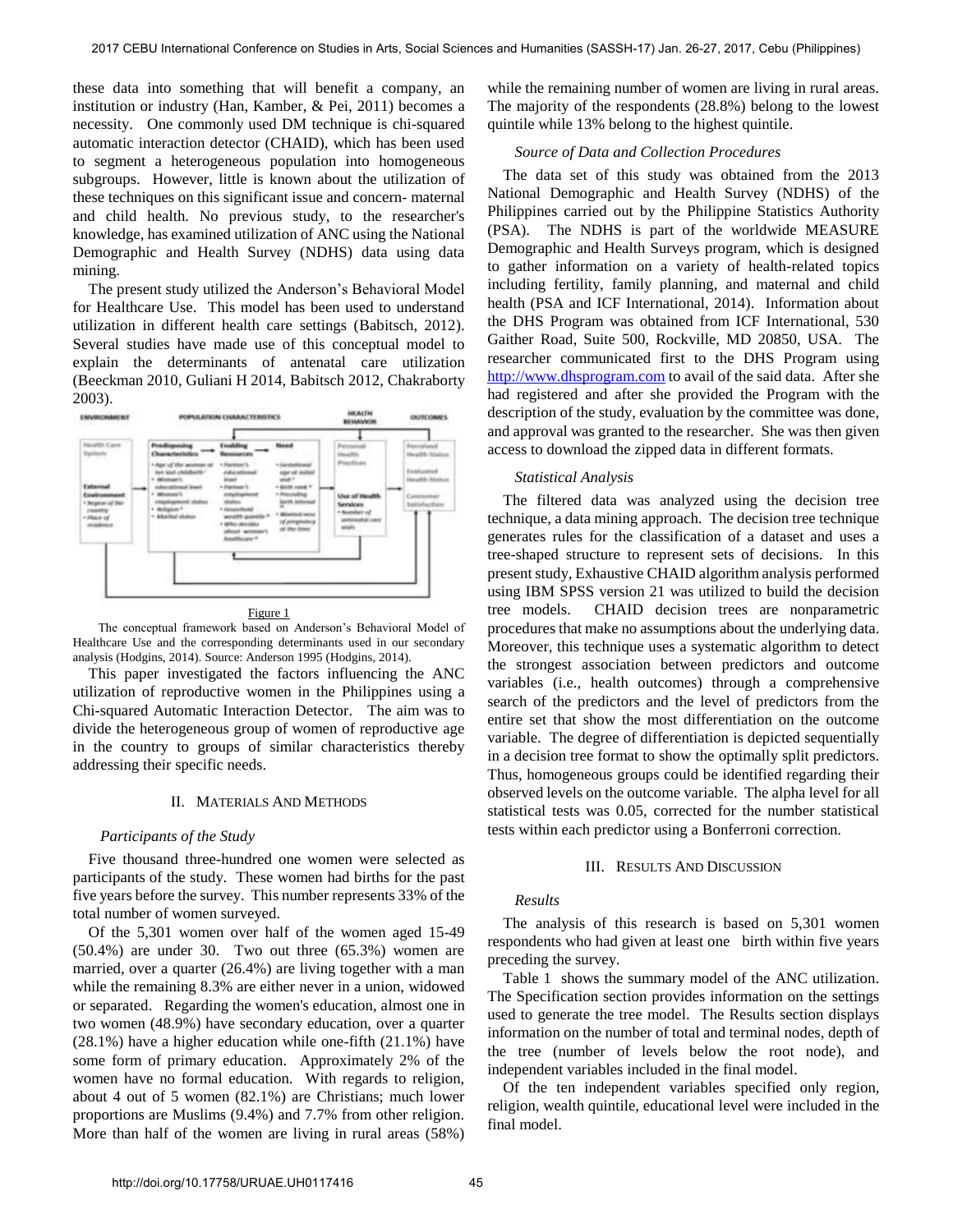these data into something that will benefit a company, an institution or industry (Han, Kamber, & Pei, 2011) becomes a necessity. One commonly used DM technique is chi-squared automatic interaction detector (CHAID), which has been used to segment a heterogeneous population into homogeneous subgroups. However, little is known about the utilization of these techniques on this significant issue and concern- maternal and child health. No previous study, to the researcher's knowledge, has examined utilization of ANC using the National Demographic and Health Survey (NDHS) data using data mining.

The present study utilized the Anderson's Behavioral Model for Healthcare Use. This model has been used to understand utilization in different health care settings (Babitsch, 2012). Several studies have made use of this conceptual model to explain the determinants of antenatal care utilization (Beeckman 2010, Guliani H 2014, Babitsch 2012, Chakraborty 2003).

Figure 1

The conceptual framework based on Anderson's Behavioral Model of Healthcare Use and the corresponding determinants used in our secondary analysis (Hodgins, 2014). Source: Anderson 1995 (Hodgins, 2014).

This paper investigated the factors influencing the ANC utilization of reproductive women in the Philippines using a Chi-squared Automatic Interaction Detector. The aim was to divide the heterogeneous group of women of reproductive age in the country to groups of similar characteristics thereby addressing their specific needs.

## II. Materials And Methods

### *Participants of the Study*

Five thousand three-hundred one women were selected as participants of the study. These women had births for the past five years before the survey. This number represents 33% of the total number of women surveyed.

Of the 5,301 women over half of the women aged 15-49 (50.4%) are under 30. Two out three (65.3%) women are married, over a quarter (26.4%) are living together with a man while the remaining 8.3% are either never in a union, widowed or separated. Regarding the women's education, almost one in two women (48.9%) have secondary education, over a quarter (28.1%) have a higher education while one-fifth (21.1%) have some form of primary education. Approximately 2% of the women have no formal education. With regards to religion, about 4 out of 5 women (82.1%) are Christians; much lower proportions are Muslims (9.4%) and 7.7% from other religion. More than half of the women are living in rural areas (58%) while the remaining number of women are living in rural areas. The majority of the respondents (28.8%) belong to the lowest quintile while 13% belong to the highest quintile.

### *Source of Data and Collection Procedures*

The data set of this study was obtained from the 2013 National Demographic and Health Survey (NDHS) of the Philippines carried out by the Philippine Statistics Authority (PSA). The NDHS is part of the worldwide MEASURE Demographic and Health Surveys program, which is designed to gather information on a variety of health-related topics including fertility, family planning, and maternal and child health (PSA and ICF International, 2014). Information about the DHS Program was obtained from ICF International, 530 Gaither Road, Suite 500, Rockville, MD 20850, USA. The researcher communicated first to the DHS Program using http://www.dhsprogram.com to avail of the said data. After she had registered and after she provided the Program with the description of the study, evaluation by the committee was done, and approval was granted to the researcher. She was then given access to download the zipped data in different formats.

### *Statistical Analysis*

The filtered data was analyzed using the decision tree technique, a data mining approach. The decision tree technique generates rules for the classification of a dataset and uses a tree-shaped structure to represent sets of decisions. In this present study, Exhaustive CHAID algorithm analysis performed using IBM SPSS version 21 was utilized to build the decision tree models. CHAID decision trees are nonparametric procedures that make no assumptions about the underlying data. Moreover, this technique uses a systematic algorithm to detect the strongest association between predictors and outcome variables (i.e., health outcomes) through a comprehensive search of the predictors and the level of predictors from the entire set that show the most differentiation on the outcome variable. The degree of differentiation is depicted sequentially in a decision tree format to show the optimally split predictors. Thus, homogeneous groups could be identified regarding their observed levels on the outcome variable. The alpha level for all statistical tests was 0.05, corrected for the number statistical tests within each predictor using a Bonferroni correction.

## III. Results And Discussion

### *Results*

The analysis of this research is based on 5,301 women respondents who had given at least one birth within five years preceding the survey.

Table 1 shows the summary model of the ANC utilization. The Specification section provides information on the settings used to generate the tree model. The Results section displays information on the number of total and terminal nodes, depth of the tree (number of levels below the root node), and independent variables included in the final model.

Of the ten independent variables specified only region, religion, wealth quintile, educational level were included in the final model.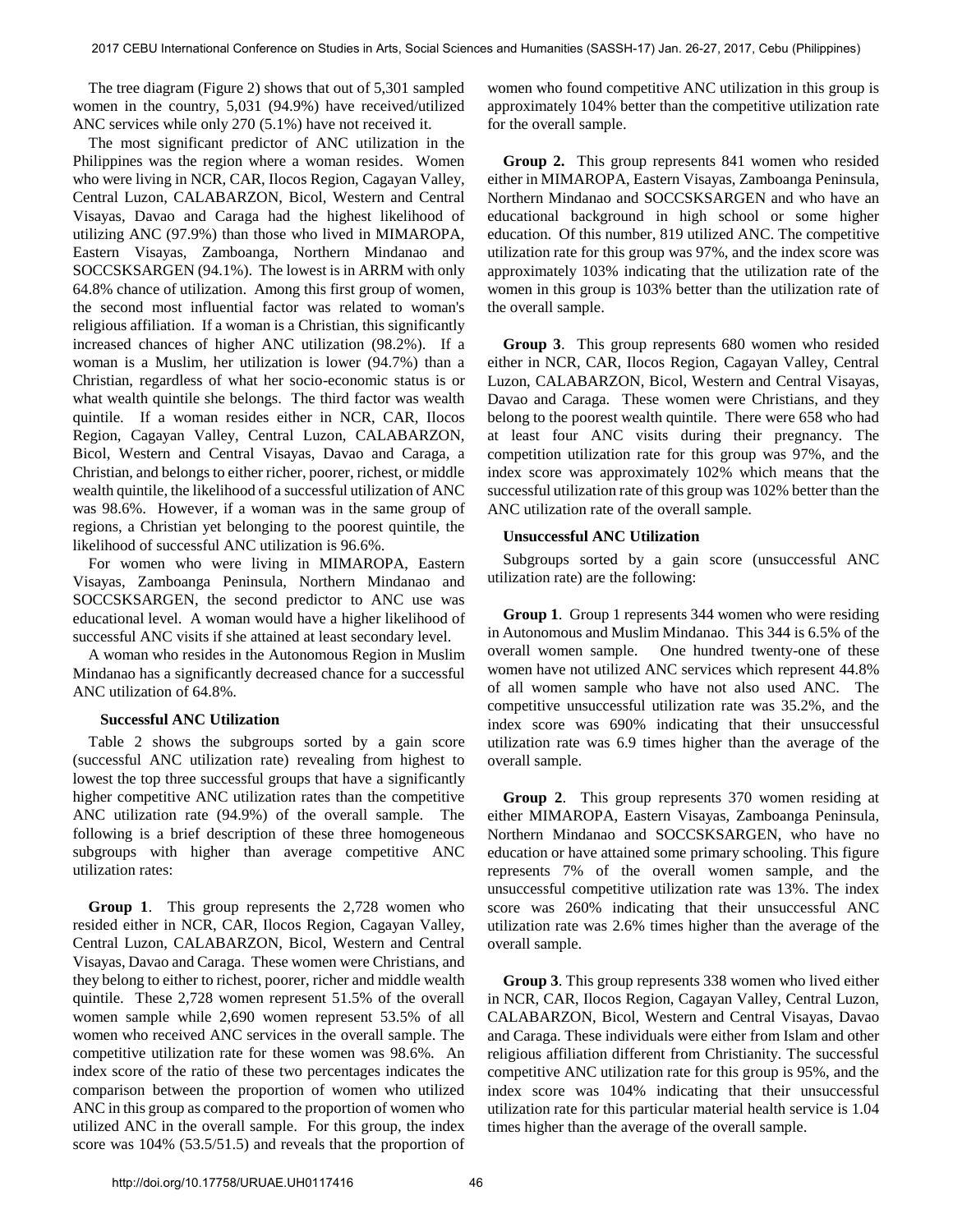The tree diagram (Figure 2) shows that out of 5,301 sampled women in the country, 5,031 (94.9%) have received/utilized ANC services while only 270 (5.1%) have not received it.

The most significant predictor of ANC utilization in the Philippines was the region where a woman resides. Women who were living in NCR, CAR, Ilocos Region, Cagayan Valley, Central Luzon, CALABARZON, Bicol, Western and Central Visayas, Davao and Caraga had the highest likelihood of utilizing ANC (97.9%) than those who lived in MIMAROPA, Eastern Visayas, Zamboanga, Northern Mindanao and SOCCSKSARGEN (94.1%). The lowest is in ARRM with only 64.8% chance of utilization. Among this first group of women, the second most influential factor was related to woman's religious affiliation. If a woman is a Christian, this significantly increased chances of higher ANC utilization (98.2%). If a woman is a Muslim, her utilization is lower (94.7%) than a Christian, regardless of what her socio-economic status is or what wealth quintile she belongs. The third factor was wealth quintile. If a woman resides either in NCR, CAR, Ilocos Region, Cagayan Valley, Central Luzon, CALABARZON, Bicol, Western and Central Visayas, Davao and Caraga, a Christian, and belongs to either richer, poorer, richest, or middle wealth quintile, the likelihood of a successful utilization of ANC was 98.6%. However, if a woman was in the same group of regions, a Christian yet belonging to the poorest quintile, the likelihood of successful ANC utilization is 96.6%.

For women who were living in MIMAROPA, Eastern Visayas, Zamboanga Peninsula, Northern Mindanao and SOCCSKSARGEN, the second predictor to ANC use was educational level. A woman would have a higher likelihood of successful ANC visits if she attained at least secondary level.

A woman who resides in the Autonomous Region in Muslim Mindanao has a significantly decreased chance for a successful ANC utilization of 64.8%.

### Successful ANC Utilization

Table 2 shows the subgroups sorted by a gain score (successful ANC utilization rate) revealing from highest to lowest the top three successful groups that have a significantly higher competitive ANC utilization rates than the competitive ANC utilization rate (94.9%) of the overall sample. The following is a brief description of these three homogeneous subgroups with higher than average competitive ANC utilization rates:

**Group 1**. This group represents the 2,728 women who resided either in NCR, CAR, Ilocos Region, Cagayan Valley, Central Luzon, CALABARZON, Bicol, Western and Central Visayas, Davao and Caraga. These women were Christians, and they belong to either to richest, poorer, richer and middle wealth quintile. These 2,728 women represent 51.5% of the overall women sample while 2,690 women represent 53.5% of all women who received ANC services in the overall sample. The competitive utilization rate for these women was 98.6%. An index score of the ratio of these two percentages indicates the comparison between the proportion of women who utilized ANC in this group as compared to the proportion of women who utilized ANC in the overall sample. For this group, the index score was 104% (53.5/51.5) and reveals that the proportion of women who found competitive ANC utilization in this group is approximately 104% better than the competitive utilization rate for the overall sample.

**Group 2.** This group represents 841 women who resided either in MIMAROPA, Eastern Visayas, Zamboanga Peninsula, Northern Mindanao and SOCCSKSARGEN and who have an educational background in high school or some higher education. Of this number, 819 utilized ANC. The competitive utilization rate for this group was 97%, and the index score was approximately 103% indicating that the utilization rate of the women in this group is 103% better than the utilization rate of the overall sample.

**Group 3**. This group represents 680 women who resided either in NCR, CAR, Ilocos Region, Cagayan Valley, Central Luzon, CALABARZON, Bicol, Western and Central Visayas, Davao and Caraga. These women were Christians, and they belong to the poorest wealth quintile. There were 658 who had at least four ANC visits during their pregnancy. The competition utilization rate for this group was 97%, and the index score was approximately 102% which means that the successful utilization rate of this group was 102% better than the ANC utilization rate of the overall sample.

### Unsuccessful ANC Utilization

Subgroups sorted by a gain score (unsuccessful ANC utilization rate) are the following:

**Group 1**. Group 1 represents 344 women who were residing in Autonomous and Muslim Mindanao. This 344 is 6.5% of the overall women sample. One hundred twenty-one of these women have not utilized ANC services which represent 44.8% of all women sample who have not also used ANC. The competitive unsuccessful utilization rate was 35.2%, and the index score was 690% indicating that their unsuccessful utilization rate was 6.9 times higher than the average of the overall sample.

**Group 2**. This group represents 370 women residing at either MIMAROPA, Eastern Visayas, Zamboanga Peninsula, Northern Mindanao and SOCCSKSARGEN, who have no education or have attained some primary schooling. This figure represents 7% of the overall women sample, and the unsuccessful competitive utilization rate was 13%. The index score was 260% indicating that their unsuccessful ANC utilization rate was 2.6% times higher than the average of the overall sample.

**Group 3**. This group represents 338 women who lived either in NCR, CAR, Ilocos Region, Cagayan Valley, Central Luzon, CALABARZON, Bicol, Western and Central Visayas, Davao and Caraga. These individuals were either from Islam and other religious affiliation different from Christianity. The successful competitive ANC utilization rate for this group is 95%, and the index score was 104% indicating that their unsuccessful utilization rate for this particular material health service is 1.04 times higher than the average of the overall sample.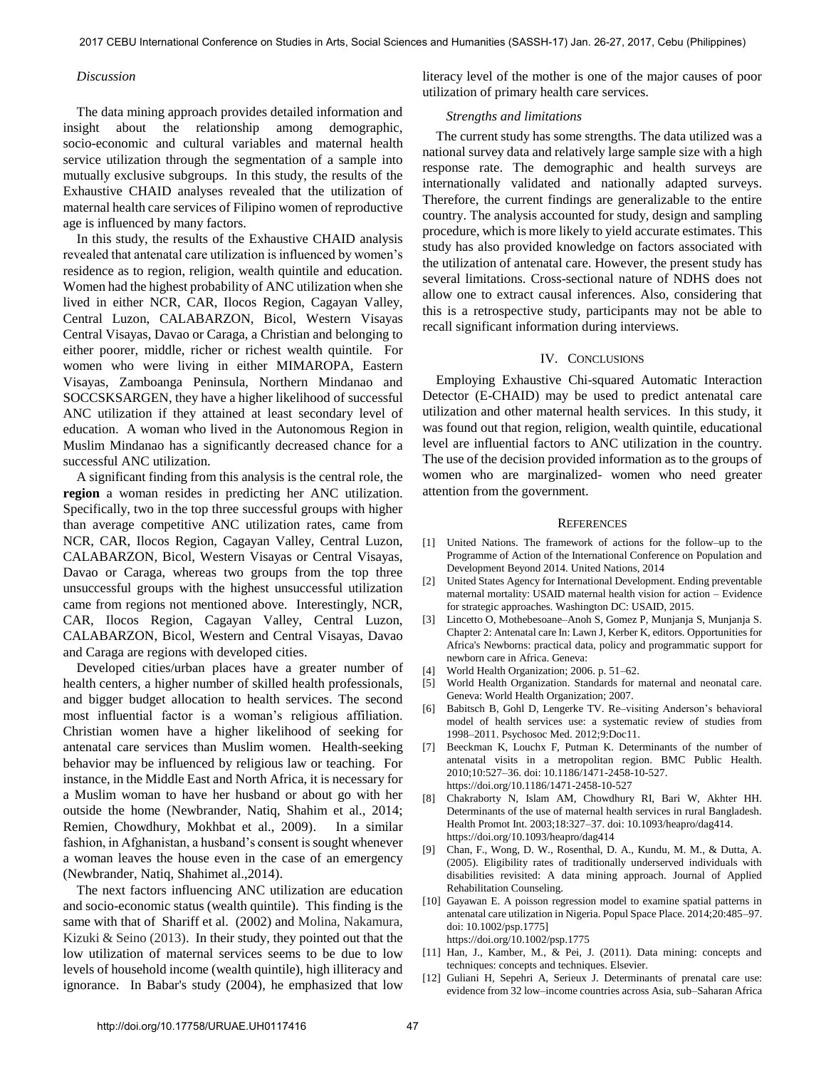*Discussion*

The data mining approach provides detailed information and insight about the relationship among demographic, socio-economic and cultural variables and maternal health service utilization through the segmentation of a sample into mutually exclusive subgroups. In this study, the results of the Exhaustive CHAID analyses revealed that the utilization of maternal health care services of Filipino women of reproductive age is influenced by many factors.

In this study, the results of the Exhaustive CHAID analysis revealed that antenatal care utilization is influenced by women's residence as to region, religion, wealth quintile and education. Women had the highest probability of ANC utilization when she lived in either NCR, CAR, Ilocos Region, Cagayan Valley, Central Luzon, CALABARZON, Bicol, Western Visayas Central Visayas, Davao or Caraga, a Christian and belonging to either poorer, middle, richer or richest wealth quintile. For women who were living in either MIMAROPA, Eastern Visayas, Zamboanga Peninsula, Northern Mindanao and SOCCSKSARGEN, they have a higher likelihood of successful ANC utilization if they attained at least secondary level of education. A woman who lived in the Autonomous Region in Muslim Mindanao has a significantly decreased chance for a successful ANC utilization.

A significant finding from this analysis is the central role, the **region** a woman resides in predicting her ANC utilization. Specifically, two in the top three successful groups with higher than average competitive ANC utilization rates, came from NCR, CAR, Ilocos Region, Cagayan Valley, Central Luzon, CALABARZON, Bicol, Western Visayas or Central Visayas, Davao or Caraga, whereas two groups from the top three unsuccessful groups with the highest unsuccessful utilization came from regions not mentioned above. Interestingly, NCR, CAR, Ilocos Region, Cagayan Valley, Central Luzon, CALABARZON, Bicol, Western and Central Visayas, Davao and Caraga are regions with developed cities.

Developed cities/urban places have a greater number of health centers, a higher number of skilled health professionals, and bigger budget allocation to health services. The second most influential factor is a woman's religious affiliation. Christian women have a higher likelihood of seeking for antenatal care services than Muslim women. Health-seeking behavior may be influenced by religious law or teaching. For instance, in the Middle East and North Africa, it is necessary for a Muslim woman to have her husband or about go with her outside the home (Newbrander, Natiq, Shahim et al., 2014; Remien, Chowdhury, Mokhbat et al., 2009). In a similar fashion, in Afghanistan, a husband's consent is sought whenever a woman leaves the house even in the case of an emergency (Newbrander, Natiq, Shahimet al.,2014).

The next factors influencing ANC utilization are education and socio-economic status (wealth quintile). This finding is the same with that of Shariff et al. (2002) and Molina, Nakamura, Kizuki & Seino (2013). In their study, they pointed out that the low utilization of maternal services seems to be due to low levels of household income (wealth quintile), high illiteracy and ignorance. In Babar's study (2004), he emphasized that low literacy level of the mother is one of the major causes of poor utilization of primary health care services.

*Strengths and limitations*

The current study has some strengths. The data utilized was a national survey data and relatively large sample size with a high response rate. The demographic and health surveys are internationally validated and nationally adapted surveys. Therefore, the current findings are generalizable to the entire country. The analysis accounted for study, design and sampling procedure, which is more likely to yield accurate estimates. This study has also provided knowledge on factors associated with the utilization of antenatal care. However, the present study has several limitations. Cross-sectional nature of NDHS does not allow one to extract causal inferences. Also, considering that this is a retrospective study, participants may not be able to recall significant information during interviews.

## IV. Conclusions

Employing Exhaustive Chi-squared Automatic Interaction Detector (E-CHAID) may be used to predict antenatal care utilization and other maternal health services. In this study, it was found out that region, religion, wealth quintile, educational level are influential factors to ANC utilization in the country. The use of the decision provided information as to the groups of women who are marginalized- women who need greater attention from the government.

## References

[1] United Nations. The framework of actions for the follow–up to the Programme of Action of the International Conference on Population and Development Beyond 2014. United Nations, 2014

[2] United States Agency for International Development. Ending preventable maternal mortality: USAID maternal health vision for action – Evidence for strategic approaches. Washington DC: USAID, 2015.

[3] Lincetto O, Mothebesoane–Anoh S, Gomez P, Munjanja S, Munjanja S. Chapter 2: Antenatal care In: Lawn J, Kerber K, editors. Opportunities for Africa's Newborns: practical data, policy and programmatic support for newborn care in Africa. Geneva:

[4] World Health Organization; 2006. p. 51–62.

[5] World Health Organization. Standards for maternal and neonatal care. Geneva: World Health Organization; 2007.

[6] Babitsch B, Gohl D, Lengerke TV. Re–visiting Anderson's behavioral model of health services use: a systematic review of studies from 1998–2011. Psychosoc Med. 2012;9:Doc11.

[7] Beeckman K, Louchx F, Putman K. Determinants of the number of antenatal visits in a metropolitan region. BMC Public Health. 2010;10:527–36. doi: 10.1186/1471-2458-10-527. https://doi.org/10.1186/1471-2458-10-527

[8] Chakraborty N, Islam AM, Chowdhury RI, Bari W, Akhter HH. Determinants of the use of maternal health services in rural Bangladesh. Health Promot Int. 2003;18:327–37. doi: 10.1093/heapro/dag414. https://doi.org/10.1093/heapro/dag414

[9] Chan, F., Wong, D. W., Rosenthal, D. A., Kundu, M. M., & Dutta, A. (2005). Eligibility rates of traditionally underserved individuals with disabilities revisited: A data mining approach. Journal of Applied Rehabilitation Counseling.

[10] Gayawan E. A poisson regression model to examine spatial patterns in antenatal care utilization in Nigeria. Popul Space Place. 2014;20:485–97. doi: 10.1002/psp.1775] https://doi.org/10.1002/psp.1775

[11] Han, J., Kamber, M., & Pei, J. (2011). Data mining: concepts and techniques: concepts and techniques. Elsevier.

[12] Guliani H, Sepehri A, Serieux J. Determinants of prenatal care use: evidence from 32 low–income countries across Asia, sub–Saharan Africa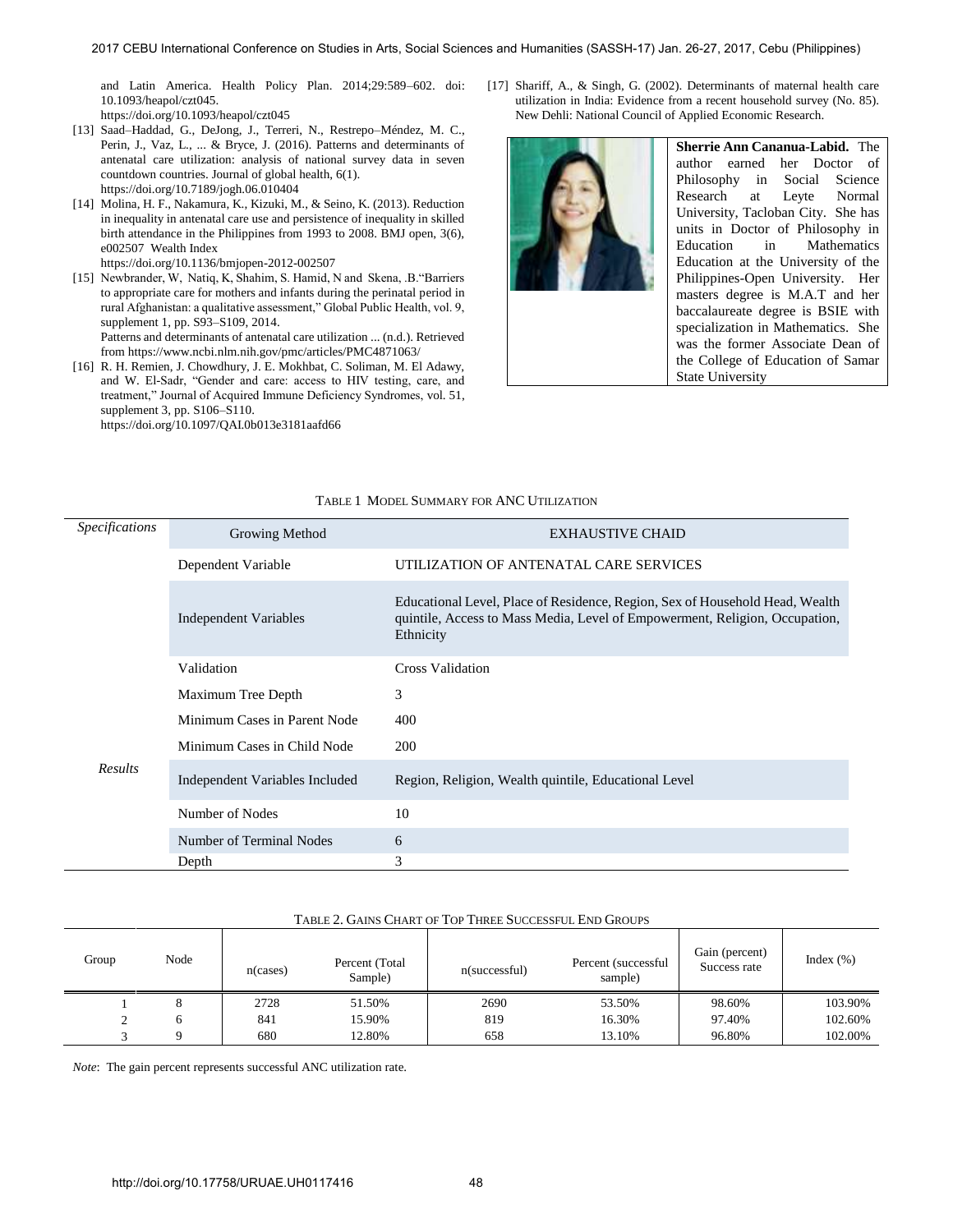and Latin America. Health Policy Plan. 2014;29:589–602. doi: 10.1093/heapol/czt045.
https://doi.org/10.1093/heapol/czt045

[13] Saad–Haddad, G., DeJong, J., Terreri, N., Restrepo–Méndez, M. C., Perin, J., Vaz, L., ... & Bryce, J. (2016). Patterns and determinants of antenatal care utilization: analysis of national survey data in seven countdown countries. Journal of global health, 6(1).
https://doi.org/10.7189/jogh.06.010404

[14] Molina, H. F., Nakamura, K., Kizuki, M., & Seino, K. (2013). Reduction in inequality in antenatal care use and persistence of inequality in skilled birth attendance in the Philippines from 1993 to 2008. BMJ open, 3(6), e002507 Wealth Index
https://doi.org/10.1136/bmjopen-2012-002507

[15] Newbrander, W, Natiq, K, Shahim, S. Hamid, N and Skena, .B."Barriers to appropriate care for mothers and infants during the perinatal period in rural Afghanistan: a qualitative assessment," Global Public Health, vol. 9, supplement 1, pp. S93–S109, 2014.
Patterns and determinants of antenatal care utilization ... (n.d.). Retrieved from https://www.ncbi.nlm.nih.gov/pmc/articles/PMC4871063/

[16] R. H. Remien, J. Chowdhury, J. E. Mokhbat, C. Soliman, M. El Adawy, and W. El-Sadr, "Gender and care: access to HIV testing, care, and treatment," Journal of Acquired Immune Deficiency Syndromes, vol. 51, supplement 3, pp. S106–S110.
https://doi.org/10.1097/QAI.0b013e3181aafd66

[17] Shariff, A., & Singh, G. (2002). Determinants of maternal health care utilization in India: Evidence from a recent household survey (No. 85). New Dehli: National Council of Applied Economic Research.

**Sherrie Ann Cananua-Labid.** The author earned her Doctor of Philosophy in Social Science Research at Leyte Normal University, Tacloban City. She has units in Doctor of Philosophy in Education in Mathematics Education at the University of the Philippines-Open University. Her masters degree is M.A.T and her baccalaureate degree is BSIE with specialization in Mathematics. She was the former Associate Dean of the College of Education of Samar State University

TABLE 1 MODEL SUMMARY FOR ANC UTILIZATION

| | | |
|---|---|---|
| *Specifications* | Growing Method | EXHAUSTIVE CHAID |
| | Dependent Variable | UTILIZATION OF ANTENATAL CARE SERVICES |
| | Independent Variables | Educational Level, Place of Residence, Region, Sex of Household Head, Wealth quintile, Access to Mass Media, Level of Empowerment, Religion, Occupation, Ethnicity |
| | Validation | Cross Validation |
| | Maximum Tree Depth | 3 |
| | Minimum Cases in Parent Node | 400 |
| | Minimum Cases in Child Node | 200 |
| *Results* | Independent Variables Included | Region, Religion, Wealth quintile, Educational Level |
| | Number of Nodes | 10 |
| | Number of Terminal Nodes | 6 |
| | Depth | 3 |

TABLE 2. GAINS CHART OF TOP THREE SUCCESSFUL END GROUPS

| Group | Node | n(cases) | Percent (Total Sample) | n(successful) | Percent (successful sample) | Gain (percent) Success rate | Index (%) |
|---|---|---|---|---|---|---|---|
| 1 | 8 | 2728 | 51.50% | 2690 | 53.50% | 98.60% | 103.90% |
| 2 | 6 | 841 | 15.90% | 819 | 16.30% | 97.40% | 102.60% |
| 3 | 9 | 680 | 12.80% | 658 | 13.10% | 96.80% | 102.00% |

*Note*: The gain percent represents successful ANC utilization rate.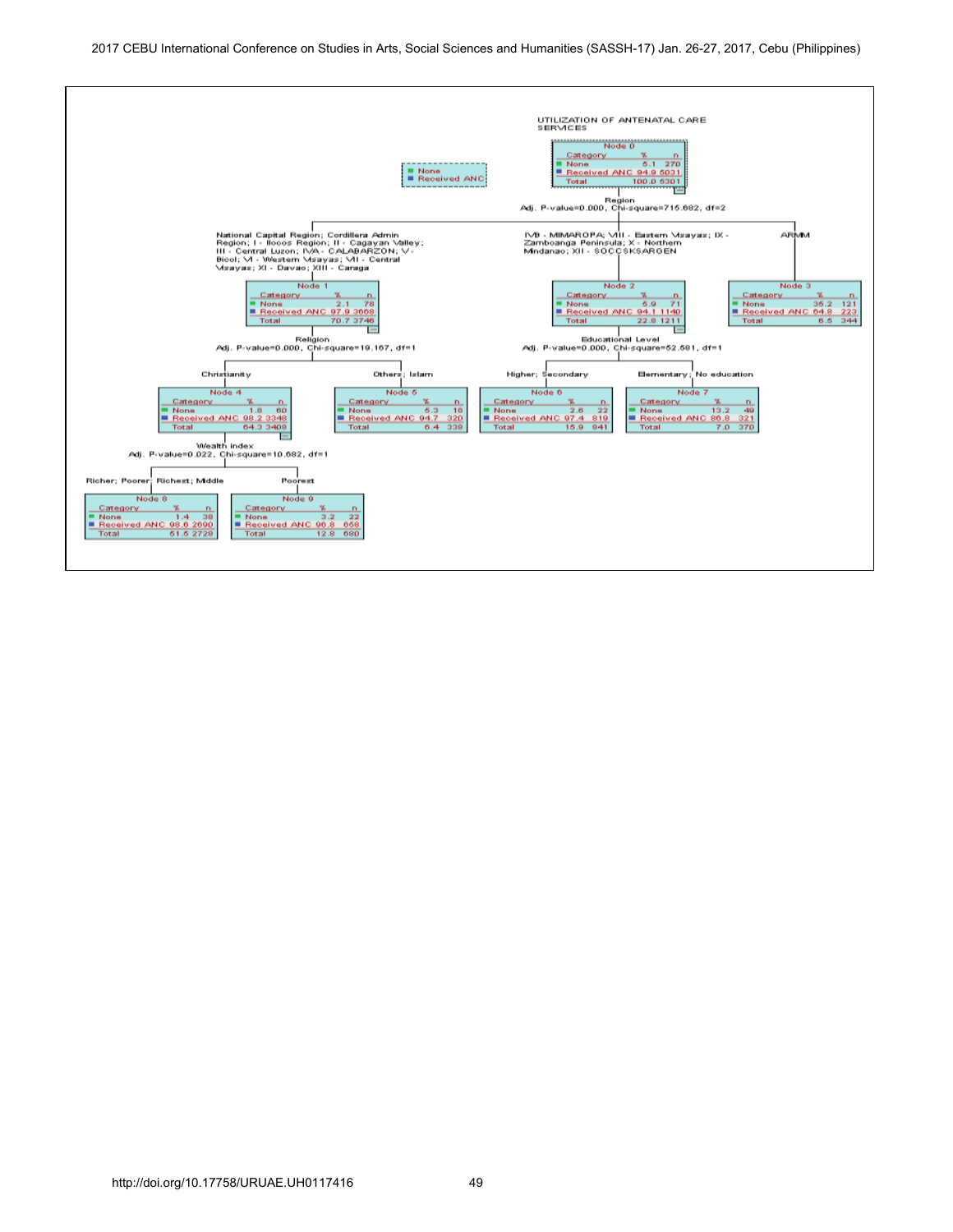UTILIZATION OF ANTENATAL CARE SERVICES

None
Received ANC

Node 0
Category % n
None 5.1 270
Received ANC 94.9 5031
Total 100.0 5301

Region
Adj. P-value=0.000, Chi-square=715.682, df=2

National Capital Region; Cordillera Admin Region; I - Ilocos Region; II - Cagayan Valley; III - Central Luzon; IVA - CALABARZON; V - Bicol; VI - Western Visayas; VII - Central Visayas; XI - Davao; XIII - Caraga

Node 1
Category % n
None 2.1 78
Received ANC 97.9 3668
Total 70.7 3746

IVB - MIMAROPA; VIII - Eastern Visayas; IX - Zamboanga Peninsula; X - Northern Mindanao; XII - SOCCSKSARGEN

Node 2
Category % n
None 5.9 71
Received ANC 94.1 1140
Total 22.8 1211

ARMM

Node 3
Category % n
None 35.2 121
Received ANC 64.8 223
Total 6.5 344

Religion
Adj. P-value=0.000, Chi-square=19.167, df=1

Christianity

Node 4
Category % n
None 1.8 60
Received ANC 98.2 3348
Total 64.3 3408

Others; Islam

Node 5
Category % n
None 5.3 18
Received ANC 94.7 320
Total 6.4 338

Educational Level
Adj. P-value=0.000, Chi-square=52.581, df=1

Higher; Secondary

Node 6
Category % n
None 2.6 22
Received ANC 97.4 819
Total 15.9 841

Elementary; No education

Node 7
Category % n
None 13.2 49
Received ANC 86.8 321
Total 7.0 370

Wealth index
Adj. P-value=0.022, Chi-square=10.682, df=1

Richer; Poorer; Richest; Middle

Node 8
Category % n
None 1.4 38
Received ANC 98.6 2690
Total 51.5 2728

Poorest

Node 9
Category % n
None 3.2 22
Received ANC 96.8 658
Total 12.8 680